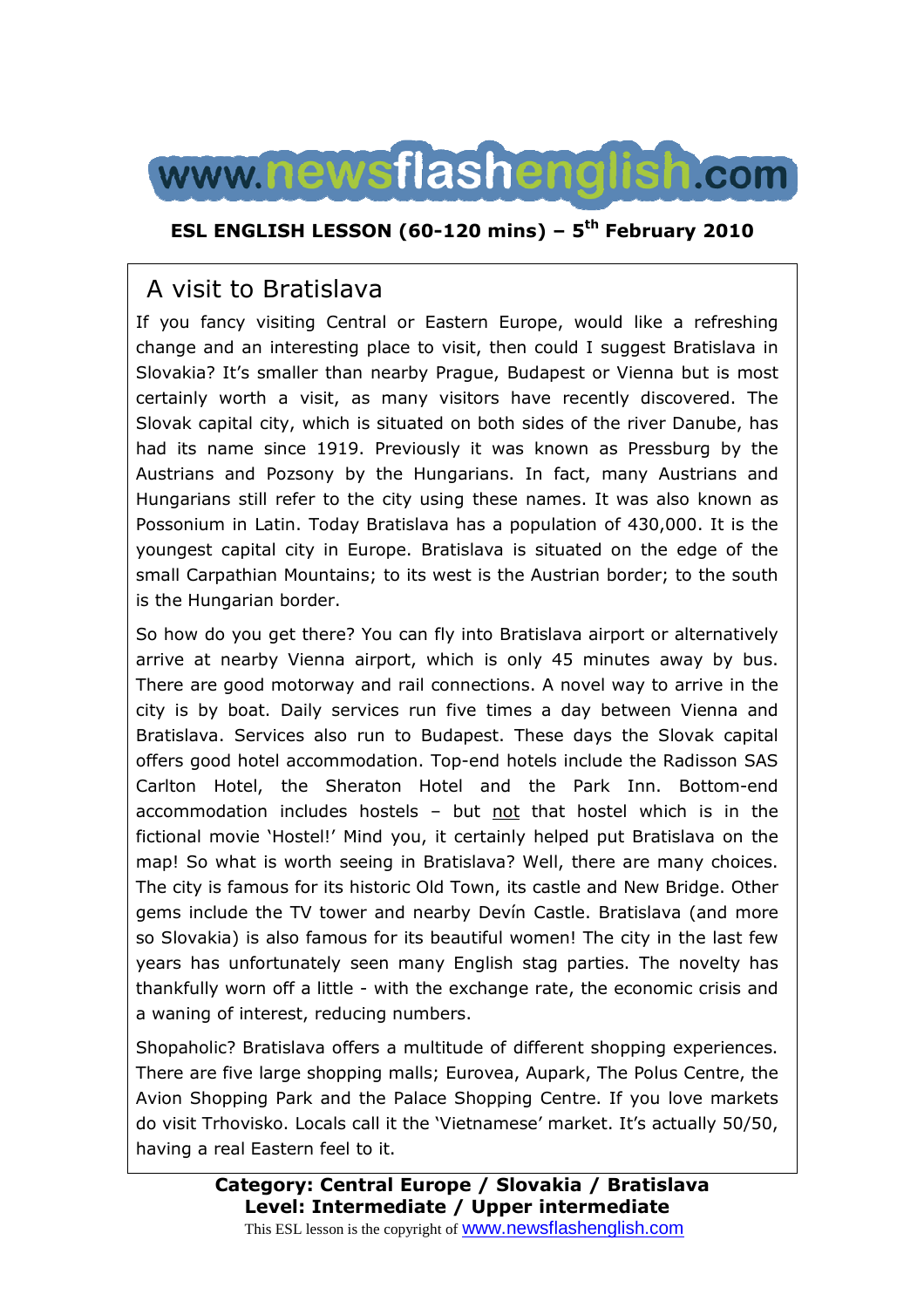www.newsflashenglish.com

**ESL ENGLISH LESSON (60-120 mins) – 5th February 2010**

# A visit to Bratislava

If you fancy visiting Central or Eastern Europe, would like a refreshing change and an interesting place to visit, then could I suggest Bratislava in Slovakia? It's smaller than nearby Prague, Budapest or Vienna but is most certainly worth a visit, as many visitors have recently discovered. The Slovak capital city, which is situated on both sides of the river Danube, has had its name since 1919. Previously it was known as Pressburg by the Austrians and Pozsony by the Hungarians. In fact, many Austrians and Hungarians still refer to the city using these names. It was also known as Possonium in Latin. Today Bratislava has a population of 430,000. It is the youngest capital city in Europe. Bratislava is situated on the edge of the small Carpathian Mountains; to its west is the Austrian border; to the south is the Hungarian border.

So how do you get there? You can fly into Bratislava airport or alternatively arrive at nearby Vienna airport, which is only 45 minutes away by bus. There are good motorway and rail connections. A novel way to arrive in the city is by boat. Daily services run five times a day between Vienna and Bratislava. Services also run to Budapest. These days the Slovak capital offers good hotel accommodation. Top-end hotels include the Radisson SAS Carlton Hotel, the Sheraton Hotel and the Park Inn. Bottom-end accommodation includes hostels – but <u>not</u> that hostel which is in the fictional movie 'Hostel!' Mind you, it certainly helped put Bratislava on the map! So what is worth seeing in Bratislava? Well, there are many choices. The city is famous for its historic Old Town, its castle and New Bridge. Other gems include the TV tower and nearby Devín Castle. Bratislava (and more so Slovakia) is also famous for its beautiful women! The city in the last few years has unfortunately seen many English stag parties. The novelty has thankfully worn off a little - with the exchange rate, the economic crisis and a waning of interest, reducing numbers.

Shopaholic? Bratislava offers a multitude of different shopping experiences. There are five large shopping malls; Eurovea, Aupark, The Polus Centre, the Avion Shopping Park and the Palace Shopping Centre. If you love markets do visit Trhovisko. Locals call it the 'Vietnamese' market. It's actually 50/50, having a real Eastern feel to it.

**Category: Central Europe / Slovakia / Bratislava**
**Level: Intermediate / Upper intermediate**
This ESL lesson is the copyright of www.newsflashenglish.com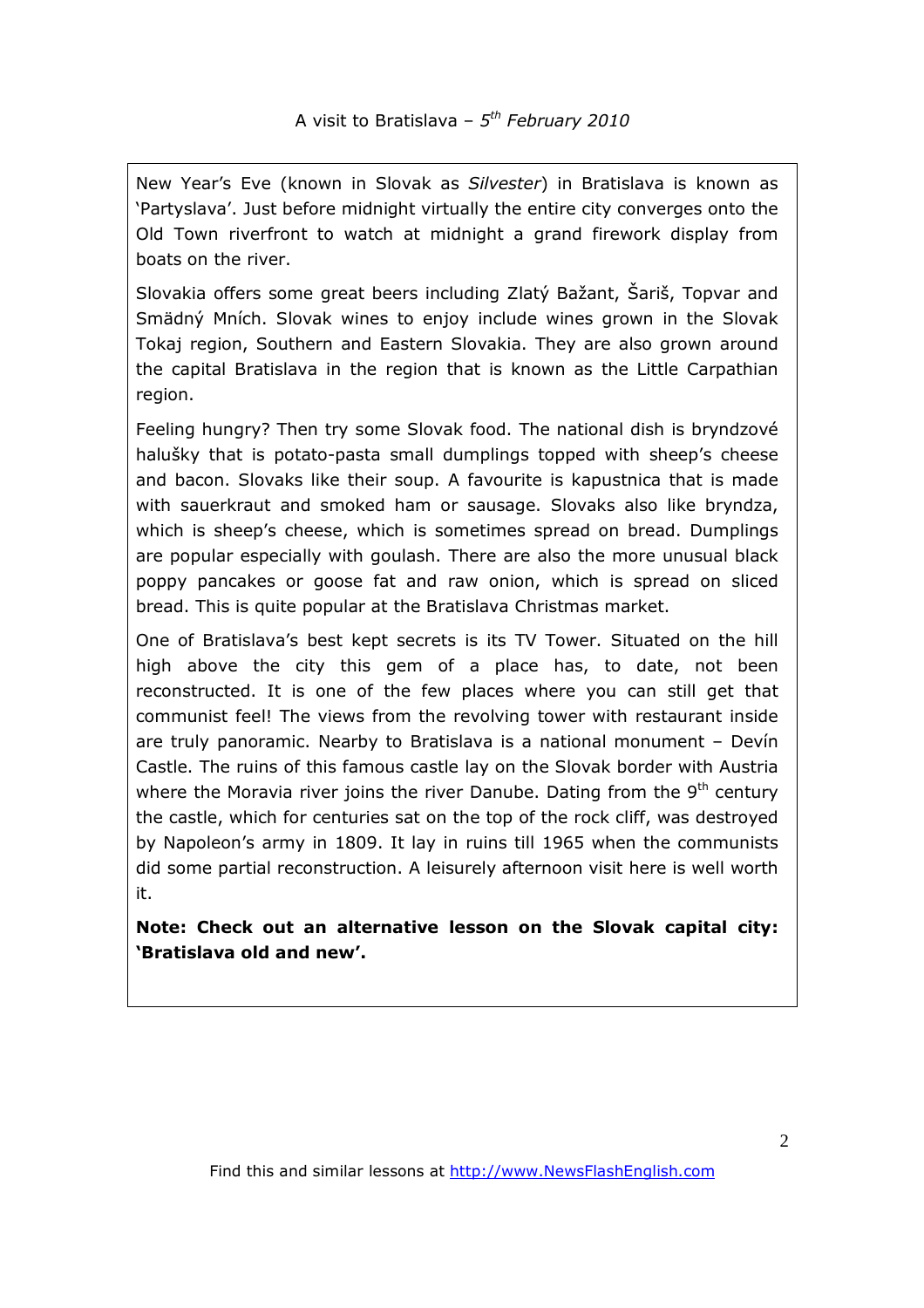A visit to Bratislava – *5th February 2010*

New Year's Eve (known in Slovak as *Silvester*) in Bratislava is known as 'Partyslava'. Just before midnight virtually the entire city converges onto the Old Town riverfront to watch at midnight a grand firework display from boats on the river.

Slovakia offers some great beers including Zlatý Bažant, Šariš, Topvar and Smädný Mních. Slovak wines to enjoy include wines grown in the Slovak Tokaj region, Southern and Eastern Slovakia. They are also grown around the capital Bratislava in the region that is known as the Little Carpathian region.

Feeling hungry? Then try some Slovak food. The national dish is bryndzové halušky that is potato-pasta small dumplings topped with sheep's cheese and bacon. Slovaks like their soup. A favourite is kapustnica that is made with sauerkraut and smoked ham or sausage. Slovaks also like bryndza, which is sheep's cheese, which is sometimes spread on bread. Dumplings are popular especially with goulash. There are also the more unusual black poppy pancakes or goose fat and raw onion, which is spread on sliced bread. This is quite popular at the Bratislava Christmas market.

One of Bratislava's best kept secrets is its TV Tower. Situated on the hill high above the city this gem of a place has, to date, not been reconstructed. It is one of the few places where you can still get that communist feel! The views from the revolving tower with restaurant inside are truly panoramic. Nearby to Bratislava is a national monument – Devín Castle. The ruins of this famous castle lay on the Slovak border with Austria where the Moravia river joins the river Danube. Dating from the 9th century the castle, which for centuries sat on the top of the rock cliff, was destroyed by Napoleon's army in 1809. It lay in ruins till 1965 when the communists did some partial reconstruction. A leisurely afternoon visit here is well worth it.

**Note: Check out an alternative lesson on the Slovak capital city: 'Bratislava old and new'.**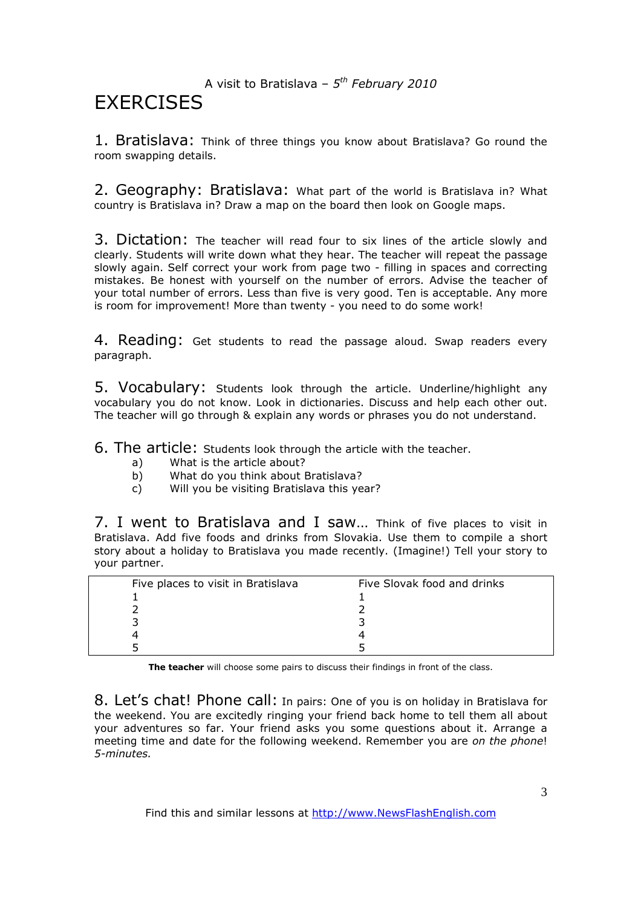A visit to Bratislava – *5th February 2010*

# EXERCISES

**1. Bratislava:** Think of three things you know about Bratislava? Go round the room swapping details.

**2. Geography: Bratislava:** What part of the world is Bratislava in? What country is Bratislava in? Draw a map on the board then look on Google maps.

**3. Dictation:** The teacher will read four to six lines of the article slowly and clearly. Students will write down what they hear. The teacher will repeat the passage slowly again. Self correct your work from page two - filling in spaces and correcting mistakes. Be honest with yourself on the number of errors. Advise the teacher of your total number of errors. Less than five is very good. Ten is acceptable. Any more is room for improvement! More than twenty - you need to do some work!

**4. Reading:** Get students to read the passage aloud. Swap readers every paragraph.

**5. Vocabulary:** Students look through the article. Underline/highlight any vocabulary you do not know. Look in dictionaries. Discuss and help each other out. The teacher will go through & explain any words or phrases you do not understand.

**6. The article:** Students look through the article with the teacher.

a) What is the article about?
b) What do you think about Bratislava?
c) Will you be visiting Bratislava this year?

**7. I went to Bratislava and I saw…** Think of five places to visit in Bratislava. Add five foods and drinks from Slovakia. Use them to compile a short story about a holiday to Bratislava you made recently. (Imagine!) Tell your story to your partner.

| Five places to visit in Bratislava | Five Slovak food and drinks |
|---|---|
| 1 | 1 |
| 2 | 2 |
| 3 | 3 |
| 4 | 4 |
| 5 | 5 |

**The teacher** will choose some pairs to discuss their findings in front of the class.

**8. Let's chat! Phone call:** In pairs: One of you is on holiday in Bratislava for the weekend. You are excitedly ringing your friend back home to tell them all about your adventures so far. Your friend asks you some questions about it. Arrange a meeting time and date for the following weekend. Remember you are *on the phone*! *5-minutes.*

Find this and similar lessons at http://www.NewsFlashEnglish.com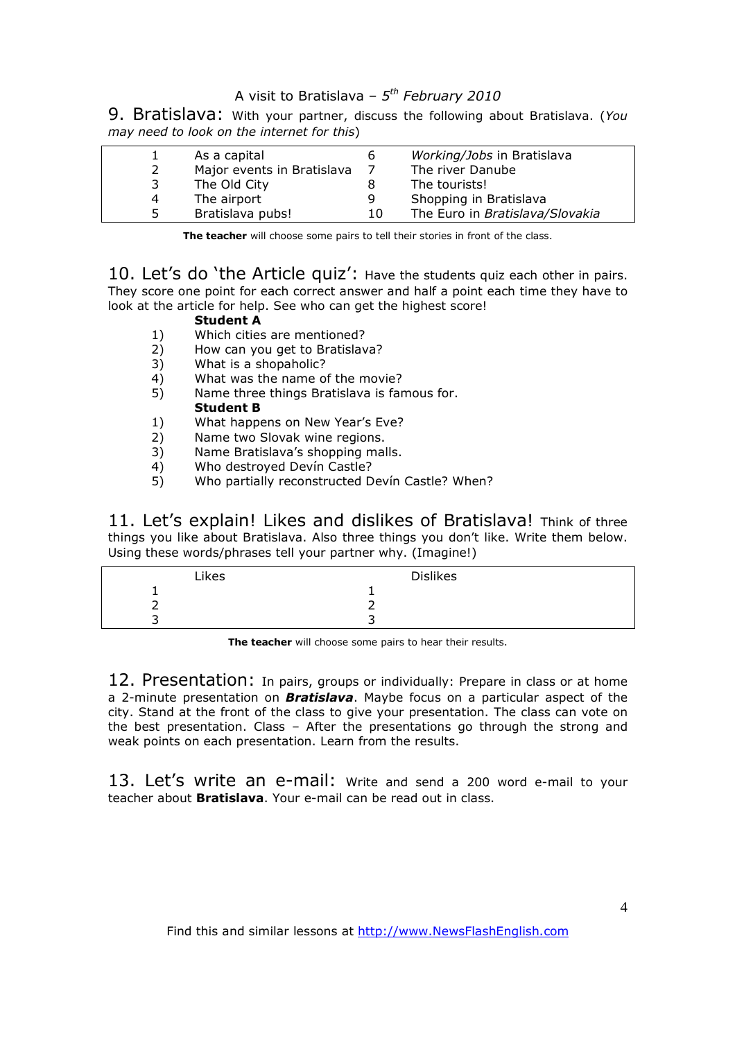A visit to Bratislava – *5th February 2010*

## 9. Bratislava:

With your partner, discuss the following about Bratislava. (*You may need to look on the internet for this*)

| | | | |
|---|---|---|---|
| 1 | As a capital | 6 | *Working/Jobs* in Bratislava |
| 2 | Major events in Bratislava | 7 | The river Danube |
| 3 | The Old City | 8 | The tourists! |
| 4 | The airport | 9 | Shopping in Bratislava |
| 5 | Bratislava pubs! | 10 | The Euro in *Bratislava/Slovakia* |

**The teacher** will choose some pairs to tell their stories in front of the class.

## 10. Let's do 'the Article quiz':

Have the students quiz each other in pairs. They score one point for each correct answer and half a point each time they have to look at the article for help. See who can get the highest score!

**Student A**

1) Which cities are mentioned?
2) How can you get to Bratislava?
3) What is a shopaholic?
4) What was the name of the movie?
5) Name three things Bratislava is famous for.

**Student B**

1) What happens on New Year's Eve?
2) Name two Slovak wine regions.
3) Name Bratislava's shopping malls.
4) Who destroyed Devín Castle?
5) Who partially reconstructed Devín Castle? When?

## 11. Let's explain! Likes and dislikes of Bratislava!

Think of three things you like about Bratislava. Also three things you don't like. Write them below. Using these words/phrases tell your partner why. (Imagine!)

| Likes | Dislikes |
|---|---|
| 1 | 1 |
| 2 | 2 |
| 3 | 3 |

**The teacher** will choose some pairs to hear their results.

## 12. Presentation:

In pairs, groups or individually: Prepare in class or at home a 2-minute presentation on ***Bratislava***. Maybe focus on a particular aspect of the city. Stand at the front of the class to give your presentation. The class can vote on the best presentation. Class – After the presentations go through the strong and weak points on each presentation. Learn from the results.

## 13. Let's write an e-mail:

Write and send a 200 word e-mail to your teacher about **Bratislava**. Your e-mail can be read out in class.

Find this and similar lessons at http://www.NewsFlashEnglish.com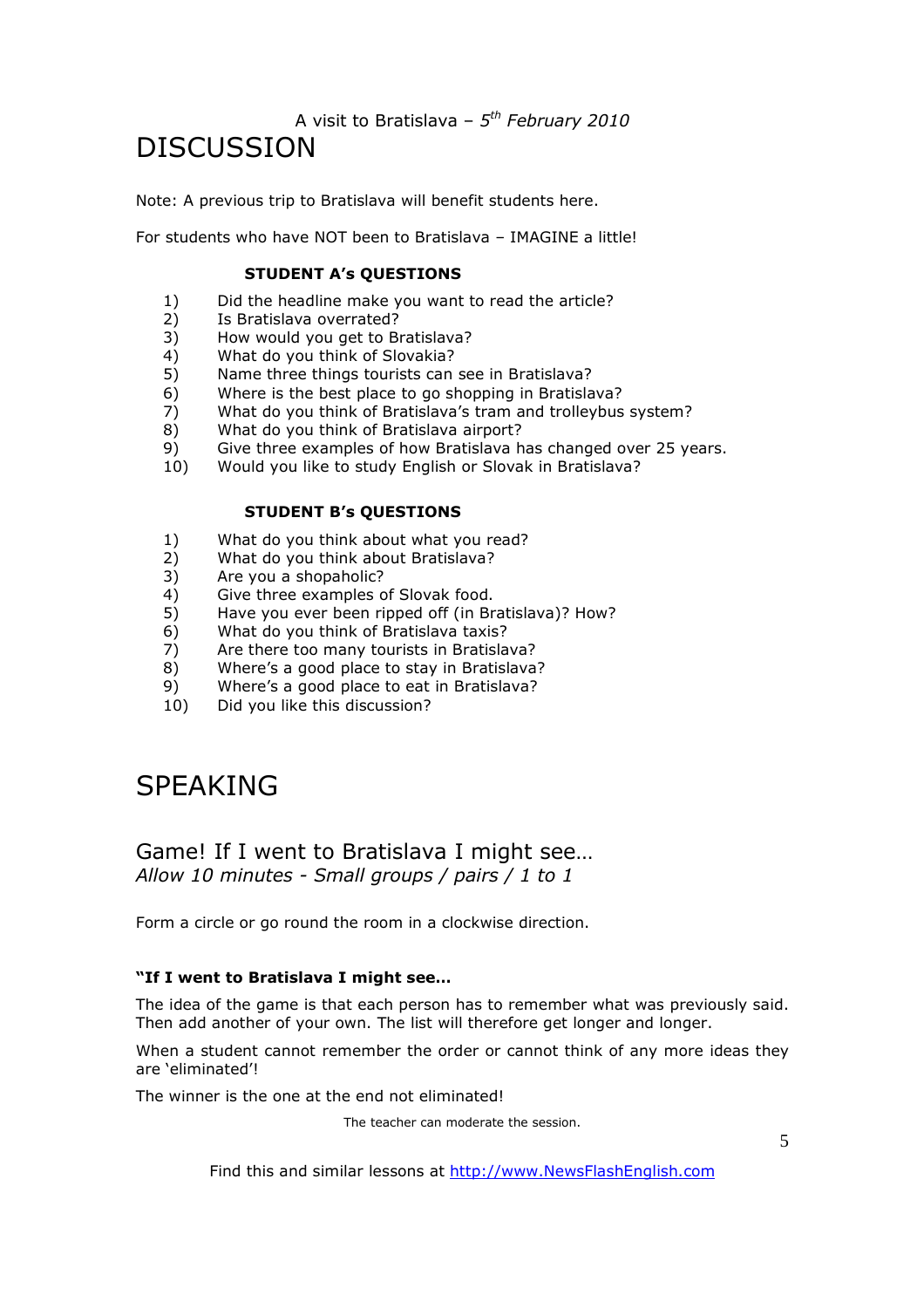A visit to Bratislava – *5th February 2010*

# DISCUSSION

Note: A previous trip to Bratislava will benefit students here.

For students who have NOT been to Bratislava – IMAGINE a little!

### STUDENT A's QUESTIONS

1) Did the headline make you want to read the article?
2) Is Bratislava overrated?
3) How would you get to Bratislava?
4) What do you think of Slovakia?
5) Name three things tourists can see in Bratislava?
6) Where is the best place to go shopping in Bratislava?
7) What do you think of Bratislava's tram and trolleybus system?
8) What do you think of Bratislava airport?
9) Give three examples of how Bratislava has changed over 25 years.
10) Would you like to study English or Slovak in Bratislava?

### STUDENT B's QUESTIONS

1) What do you think about what you read?
2) What do you think about Bratislava?
3) Are you a shopaholic?
4) Give three examples of Slovak food.
5) Have you ever been ripped off (in Bratislava)? How?
6) What do you think of Bratislava taxis?
7) Are there too many tourists in Bratislava?
8) Where's a good place to stay in Bratislava?
9) Where's a good place to eat in Bratislava?
10) Did you like this discussion?

# SPEAKING

## Game! If I went to Bratislava I might see…

*Allow 10 minutes - Small groups / pairs / 1 to 1*

Form a circle or go round the room in a clockwise direction.

**"If I went to Bratislava I might see…**

The idea of the game is that each person has to remember what was previously said. Then add another of your own. The list will therefore get longer and longer.

When a student cannot remember the order or cannot think of any more ideas they are 'eliminated'!

The winner is the one at the end not eliminated!

The teacher can moderate the session.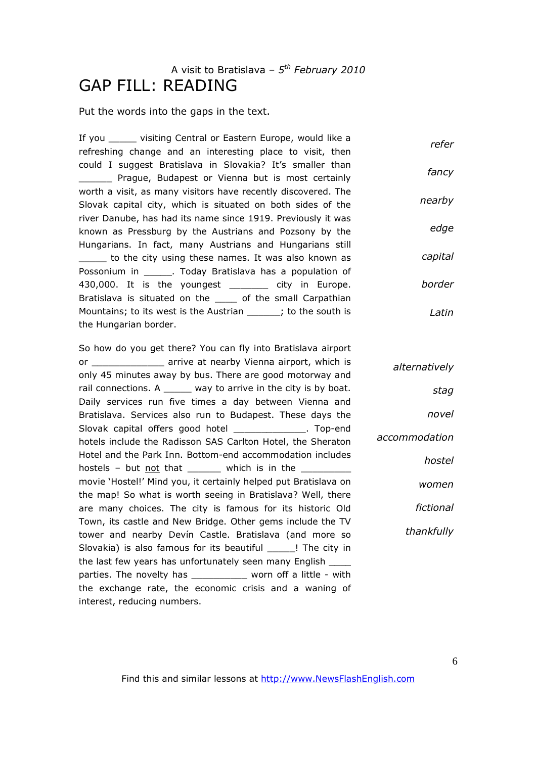A visit to Bratislava – *5th February 2010*

# GAP FILL: READING

Put the words into the gaps in the text.

If you _____ visiting Central or Eastern Europe, would like a refreshing change and an interesting place to visit, then could I suggest Bratislava in Slovakia? It's smaller than ______ Prague, Budapest or Vienna but is most certainly worth a visit, as many visitors have recently discovered. The Slovak capital city, which is situated on both sides of the river Danube, has had its name since 1919. Previously it was known as Pressburg by the Austrians and Pozsony by the Hungarians. In fact, many Austrians and Hungarians still _____ to the city using these names. It was also known as Possonium in _____. Today Bratislava has a population of 430,000. It is the youngest _______ city in Europe. Bratislava is situated on the ____ of the small Carpathian Mountains; to its west is the Austrian ______; to the south is the Hungarian border.

*refer*

*fancy*

*nearby*

*edge*

*capital*

*border*

*Latin*

So how do you get there? You can fly into Bratislava airport or _____________ arrive at nearby Vienna airport, which is only 45 minutes away by bus. There are good motorway and rail connections. A _____ way to arrive in the city is by boat. Daily services run five times a day between Vienna and Bratislava. Services also run to Budapest. These days the Slovak capital city offers good hotel _____________. Top-end hotels include the Radisson SAS Carlton Hotel, the Sheraton Hotel and the Park Inn. Bottom-end accommodation includes hostels – but <u>not</u> that ______ which is in the _________ movie 'Hostel!' Mind you, it certainly helped put Bratislava on the map! So what is worth seeing in Bratislava? Well, there are many choices. The city is famous for its historic Old Town, its castle and New Bridge. Other gems include the TV tower and nearby Devín Castle. Bratislava (and more so Slovakia) is also famous for its beautiful _____! The city in the last few years has unfortunately seen many English ____ parties. The novelty has __________ worn off a little - with the exchange rate, the economic crisis and a waning of interest, reducing numbers.

*alternatively*

*stag*

*novel*

*accommodation*

*hostel*

*women*

*fictional*

*thankfully*

Find this and similar lessons at http://www.NewsFlashEnglish.com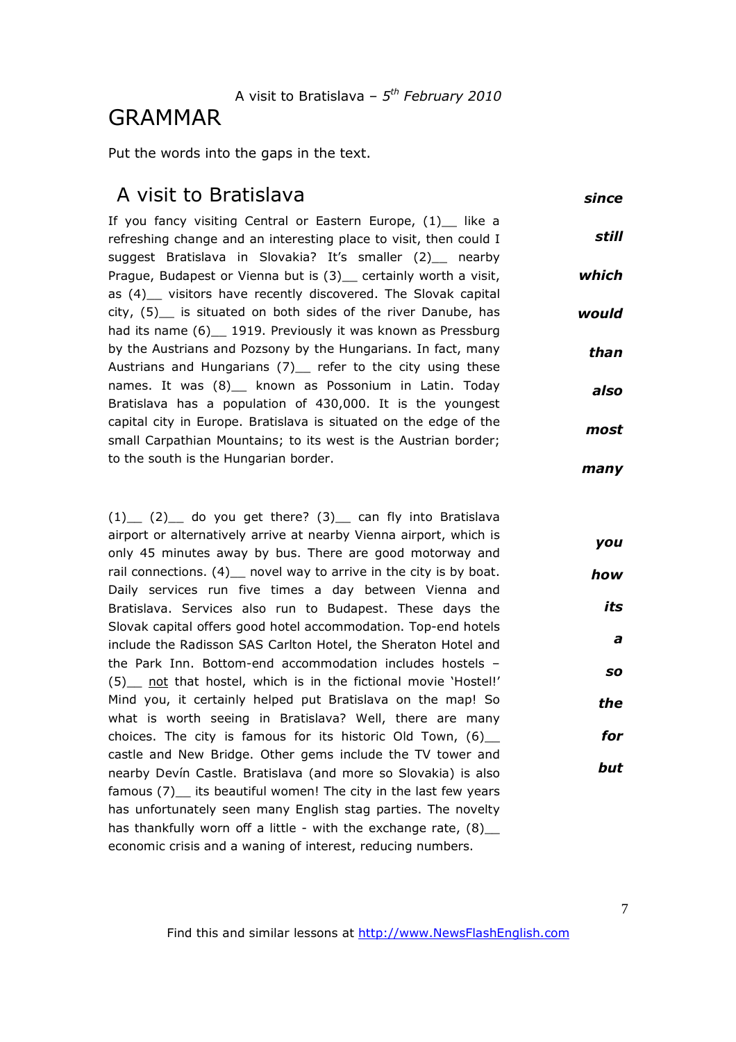A visit to Bratislava – *5th February 2010*

# GRAMMAR

Put the words into the gaps in the text.

## A visit to Bratislava

***since***

***still***

***which***

***would***

***than***

***also***

***most***

***many***

If you fancy visiting Central or Eastern Europe, (1)__ like a refreshing change and an interesting place to visit, then could I suggest Bratislava in Slovakia? It's smaller (2)__ nearby Prague, Budapest or Vienna but is (3)__ certainly worth a visit, as (4)__ visitors have recently discovered. The Slovak capital city, (5)__ is situated on both sides of the river Danube, has had its name (6)__ 1919. Previously it was known as Pressburg by the Austrians and Pozsony by the Hungarians. In fact, many Austrians and Hungarians (7)__ refer to the city using these names. It was (8)__ known as Possonium in Latin. Today Bratislava has a population of 430,000. It is the youngest capital city in Europe. Bratislava is situated on the edge of the small Carpathian Mountains; to its west is the Austrian border; to the south is the Hungarian border.

***you***

***how***

***its***

***a***

***so***

***the***

***for***

***but***

(1)__ (2)__ do you get there? (3)__ can fly into Bratislava airport or alternatively arrive at nearby Vienna airport, which is only 45 minutes away by bus. There are good motorway and rail connections. (4)__ novel way to arrive in the city is by boat. Daily services run five times a day between Vienna and Bratislava. Services also run to Budapest. These days the Slovak capital offers good hotel accommodation. Top-end hotels include the Radisson SAS Carlton Hotel, the Sheraton Hotel and the Park Inn. Bottom-end accommodation includes hostels – (5)__ not that hostel, which is in the fictional movie 'Hostel!' Mind you, it certainly helped put Bratislava on the map! So what is worth seeing in Bratislava? Well, there are many choices. The city is famous for its historic Old Town, (6)__ castle and New Bridge. Other gems include the TV tower and nearby Devín Castle. Bratislava (and more so Slovakia) is also famous (7)__ its beautiful women! The city in the last few years has unfortunately seen many English stag parties. The novelty has thankfully worn off a little - with the exchange rate, (8)__ economic crisis and a waning of interest, reducing numbers.

Find this and similar lessons at http://www.NewsFlashEnglish.com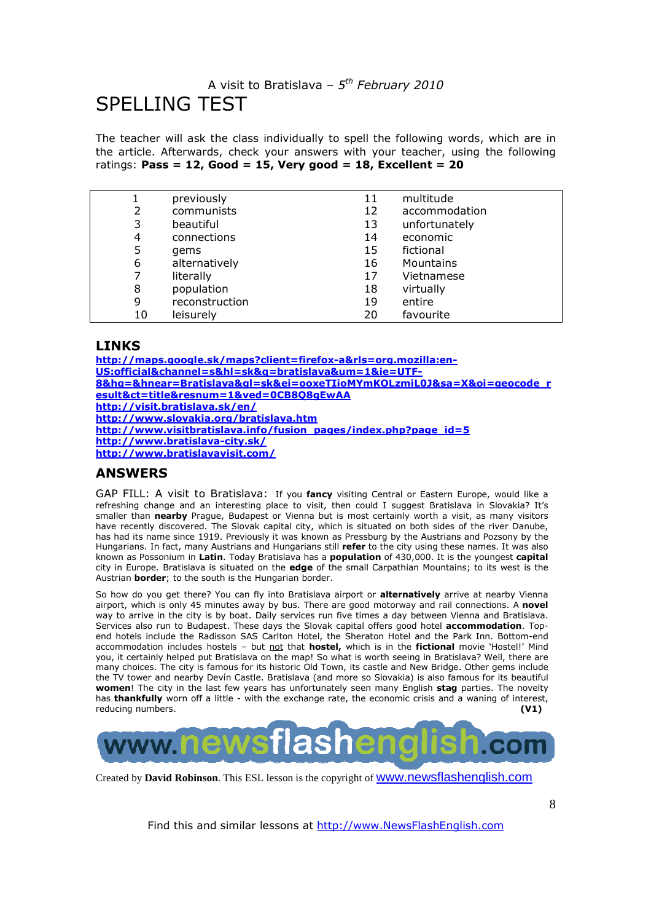A visit to Bratislava – *5th February 2010*

# SPELLING TEST

The teacher will ask the class individually to spell the following words, which are in the article. Afterwards, check your answers with your teacher, using the following ratings: **Pass = 12, Good = 15, Very good = 18, Excellent = 20**

| | | | |
|---|---|---|---|
| 1 | previously | 11 | multitude |
| 2 | communists | 12 | accommodation |
| 3 | beautiful | 13 | unfortunately |
| 4 | connections | 14 | economic |
| 5 | gems | 15 | fictional |
| 6 | alternatively | 16 | Mountains |
| 7 | literally | 17 | Vietnamese |
| 8 | population | 18 | virtually |
| 9 | reconstruction | 19 | entire |
| 10 | leisurely | 20 | favourite |

## LINKS

**http://maps.google.sk/maps?client=firefox-a&rls=org.mozilla:en-US:official&channel=s&hl=sk&q=bratislava&um=1&ie=UTF-8&hq=&hnear=Bratislava&gl=sk&ei=ooxeTIioMYmKOLzmiL0J&sa=X&oi=geocode_result&ct=title&resnum=1&ved=0CB8Q8gEwAA**
**http://visit.bratislava.sk/en/**
**http://www.slovakia.org/bratislava.htm**
**http://www.visitbratislava.info/fusion_pages/index.php?page_id=5**
**http://www.bratislava-city.sk/**
**http://www.bratislavavisit.com/**

## ANSWERS

GAP FILL: A visit to Bratislava: If you **fancy** visiting Central or Eastern Europe, would like a refreshing change and an interesting place to visit, then could I suggest Bratislava in Slovakia? It's smaller than **nearby** Prague, Budapest or Vienna but is most certainly worth a visit, as many visitors have recently discovered. The Slovak capital city, which is situated on both sides of the river Danube, has had its name since 1919. Previously it was known as Pressburg by the Austrians and Pozsony by the Hungarians. In fact, many Austrians and Hungarians still **refer** to the city using these names. It was also known as Possonium in **Latin**. Today Bratislava has a **population** of 430,000. It is the youngest **capital** city in Europe. Bratislava is situated on the **edge** of the small Carpathian Mountains; to its west is the Austrian **border**; to the south is the Hungarian border.

So how do you get there? You can fly into Bratislava airport or **alternatively** arrive at nearby Vienna airport, which is only 45 minutes away by bus. There are good motorway and rail connections. A **novel** way to arrive in the city is by boat. Daily services run five times a day between Vienna and Bratislava. Services also run to Budapest. These days the Slovak capital city offers good hotel **accommodation**. Top-end hotels include the Radisson SAS Carlton Hotel, the Sheraton Hotel and the Park Inn. Bottom-end accommodation includes hostels – but not that **hostel,** which is in the **fictional** movie 'Hostel!' Mind you, it certainly helped put Bratislava on the map! So what is worth seeing in Bratislava? Well, there are many choices. The city is famous for its historic Old Town, its castle and New Bridge. Other gems include the TV tower and nearby Devín Castle. Bratislava (and more so Slovakia) is also famous for its beautiful **women**! The city in the last few years has unfortunately seen many English **stag** parties. The novelty has **thankfully** worn off a little - with the exchange rate, the economic crisis and a waning of interest, reducing numbers. **(V1)**

www.newsflashenglish.com

Created by **David Robinson**. This ESL lesson is the copyright of www.newsflashenglish.com

Find this and similar lessons at http://www.NewsFlashEnglish.com